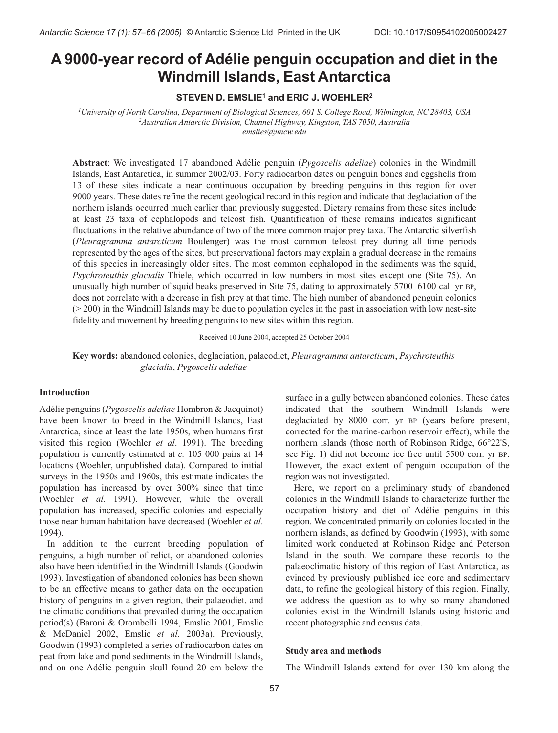# A 9000-year record of Adélie penguin occupation and diet in the Windmill Islands, East Antarctica

**STEVEN D. EMSLIE[1] and ERIC J. WOEHLER[2]**

[1]*University of North Carolina, Department of Biological Sciences, 601 S. College Road, Wilmington, NC 28403, USA*
[2]*Australian Antarctic Division, Channel Highway, Kingston, TAS 7050, Australia*
*emslies@uncw.edu*

**Abstract**: We investigated 17 abandoned Adélie penguin (*Pygoscelis adeliae*) colonies in the Windmill Islands, East Antarctica, in summer 2002/03. Forty radiocarbon dates on penguin bones and eggshells from 13 of these sites indicate a near continuous occupation by breeding penguins in this region for over 9000 years. These dates refine the recent geological record in this region and indicate that deglaciation of the northern islands occurred much earlier than previously suggested. Dietary remains from these sites include at least 23 taxa of cephalopods and teleost fish. Quantification of these remains indicates significant fluctuations in the relative abundance of two of the more common major prey taxa. The Antarctic silverfish (*Pleuragramma antarcticum* Boulenger) was the most common teleost prey during all time periods represented by the ages of the sites, but preservational factors may explain a gradual decrease in the remains of this species in increasingly older sites. The most common cephalopod in the sediments was the squid, *Psychroteuthis glacialis* Thiele, which occurred in low numbers in most sites except one (Site 75). An unusually high number of squid beaks preserved in Site 75, dating to approximately 5700–6100 cal. yr BP, does not correlate with a decrease in fish prey at that time. The high number of abandoned penguin colonies (> 200) in the Windmill Islands may be due to population cycles in the past in association with low nest-site fidelity and movement by breeding penguins to new sites within this region.

Received 10 June 2004, accepted 25 October 2004

**Key words:** abandoned colonies, deglaciation, palaeodiet, *Pleuragramma antarcticum*, *Psychroteuthis glacialis*, *Pygoscelis adeliae*

## Introduction

Adélie penguins (*Pygoscelis adeliae* Hombron & Jacquinot) have been known to breed in the Windmill Islands, East Antarctica, since at least the late 1950s, when humans first visited this region (Woehler *et al*. 1991). The breeding population is currently estimated at *c.* 105 000 pairs at 14 locations (Woehler, unpublished data). Compared to initial surveys in the 1950s and 1960s, this estimate indicates the population has increased by over 300% since that time (Woehler *et al*. 1991). However, while the overall population has increased, specific colonies and especially those near human habitation have decreased (Woehler *et al*. 1994).

In addition to the current breeding population of penguins, a high number of relict, or abandoned colonies also have been identified in the Windmill Islands (Goodwin 1993). Investigation of abandoned colonies has been shown to be an effective means to gather data on the occupation history of penguins in a given region, their palaeodiet, and the climatic conditions that prevailed during the occupation period(s) (Baroni & Orombelli 1994, Emslie 2001, Emslie & McDaniel 2002, Emslie *et al*. 2003a). Previously, Goodwin (1993) completed a series of radiocarbon dates on peat from lake and pond sediments in the Windmill Islands, and on one Adélie penguin skull found 20 cm below the surface in a gully between abandoned colonies. These dates indicated that the southern Windmill Islands were deglaciated by 8000 corr. yr BP (years before present, corrected for the marine-carbon reservoir effect), while the northern islands (those north of Robinson Ridge, 66°22'S, see Fig. 1) did not become ice free until 5500 corr. yr BP. However, the exact extent of penguin occupation of the region was not investigated.

Here, we report on a preliminary study of abandoned colonies in the Windmill Islands to characterize further the occupation history and diet of Adélie penguins in this region. We concentrated primarily on colonies located in the northern islands, as defined by Goodwin (1993), with some limited work conducted at Robinson Ridge and Peterson Island in the south. We compare these records to the palaeoclimatic history of this region of East Antarctica, as evinced by previously published ice core and sedimentary data, to refine the geological history of this region. Finally, we address the question as to why so many abandoned colonies exist in the Windmill Islands using historic and recent photographic and census data.

### Study area and methods

The Windmill Islands extend for over 130 km along the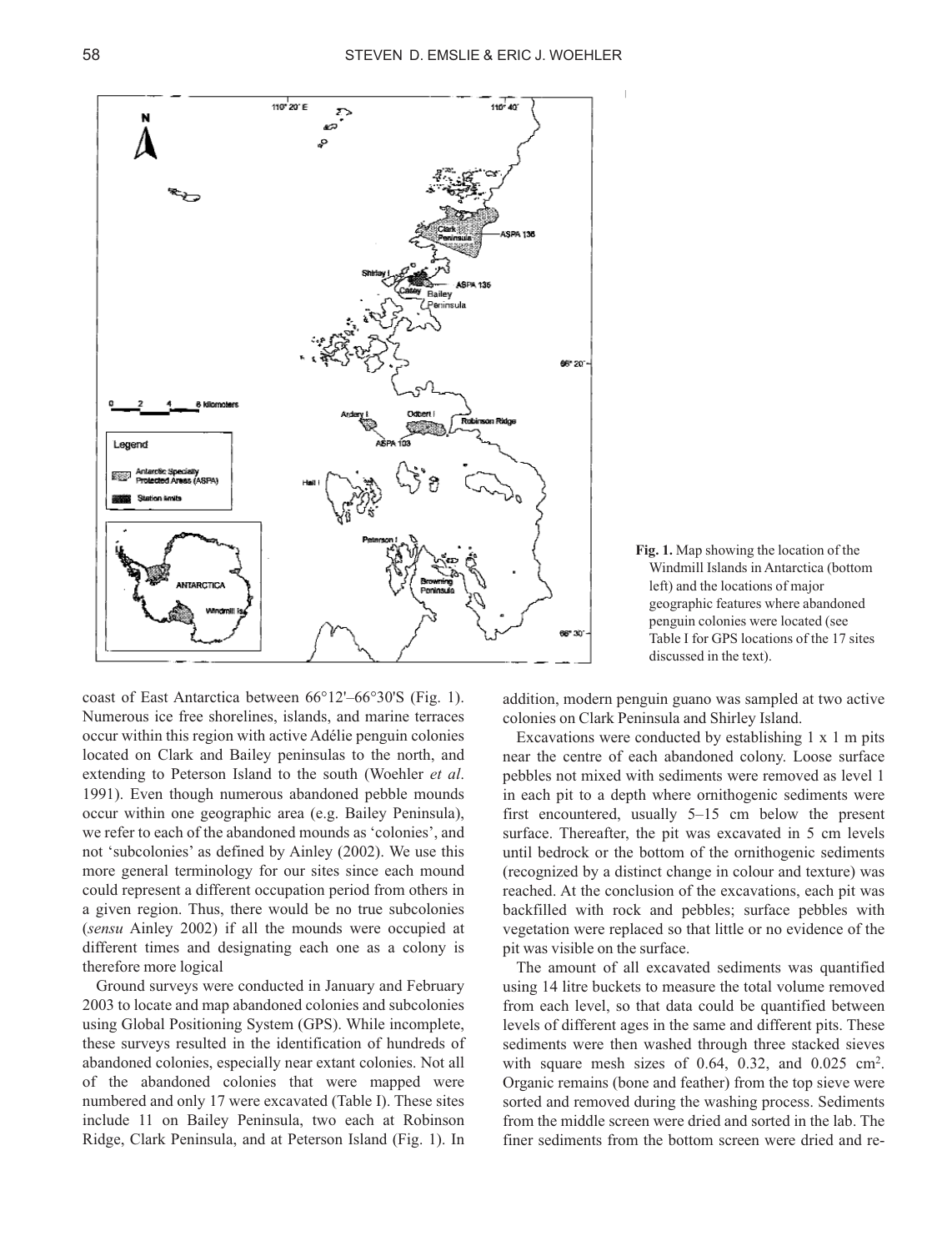**Fig. 1.** Map showing the location of the Windmill Islands in Antarctica (bottom left) and the locations of major geographic features where abandoned penguin colonies were located (see Table I for GPS locations of the 17 sites discussed in the text).

coast of East Antarctica between 66°12'–66°30'S (Fig. 1). Numerous ice free shorelines, islands, and marine terraces occur within this region with active Adélie penguin colonies located on Clark and Bailey peninsulas to the north, and extending to Peterson Island to the south (Woehler *et al*. 1991). Even though numerous abandoned pebble mounds occur within one geographic area (e.g. Bailey Peninsula), we refer to each of the abandoned mounds as 'colonies', and not 'subcolonies' as defined by Ainley (2002). We use this more general terminology for our sites since each mound could represent a different occupation period from others in a given region. Thus, there would be no true subcolonies (*sensu* Ainley 2002) if all the mounds were occupied at different times and designating each one as a colony is therefore more logical

Ground surveys were conducted in January and February 2003 to locate and map abandoned colonies and subcolonies using Global Positioning System (GPS). While incomplete, these surveys resulted in the identification of hundreds of abandoned colonies, especially near extant colonies. Not all of the abandoned colonies that were mapped were numbered and only 17 were excavated (Table I). These sites include 11 on Bailey Peninsula, two each at Robinson Ridge, Clark Peninsula, and at Peterson Island (Fig. 1). In addition, modern penguin guano was sampled at two active colonies on Clark Peninsula and Shirley Island.

Excavations were conducted by establishing 1 x 1 m pits near the centre of each abandoned colony. Loose surface pebbles not mixed with sediments were removed as level 1 in each pit to a depth where ornithogenic sediments were first encountered, usually 5–15 cm below the present surface. Thereafter, the pit was excavated in 5 cm levels until bedrock or the bottom of the ornithogenic sediments (recognized by a distinct change in colour and texture) was reached. At the conclusion of the excavations, each pit was backfilled with rock and pebbles; surface pebbles with vegetation were replaced so that little or no evidence of the pit was visible on the surface.

The amount of all excavated sediments was quantified using 14 litre buckets to measure the total volume removed from each level, so that data could be quantified between levels of different ages in the same and different pits. These sediments were then washed through three stacked sieves with square mesh sizes of 0.64, 0.32, and 0.025 $cm^2$. Organic remains (bone and feather) from the top sieve were sorted and removed during the washing process. Sediments from the middle screen were dried and sorted in the lab. The finer sediments from the bottom screen were dried and re-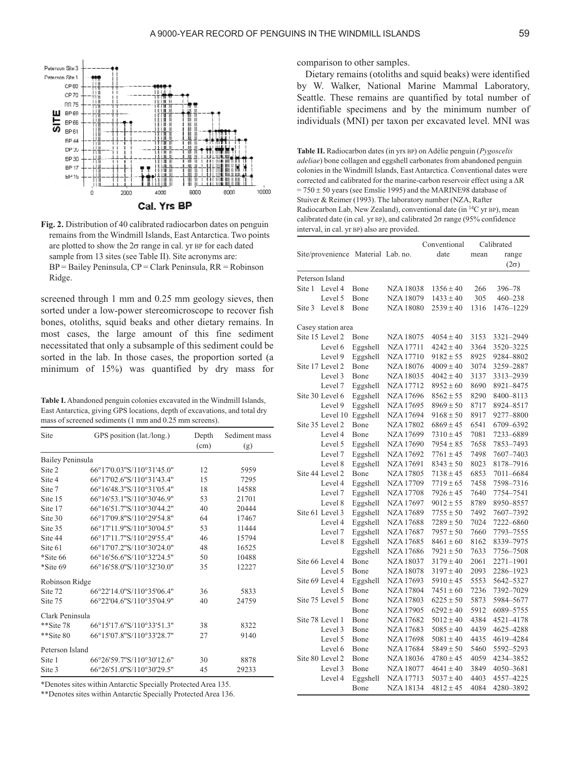Fig. 2. Distribution of 40 calibrated radiocarbon dates on penguin remains from the Windmill Islands, East Antarctica. Two points are plotted to show the 2σ range in cal. yr BP for each dated sample from 13 sites (see Table II). Site acronyms are: BP = Bailey Peninsula, CP = Clark Peninsula, RR = Robinson Ridge.

screened through 1 mm and 0.25 mm geology sieves, then sorted under a low-power stereomicroscope to recover fish bones, otoliths, squid beaks and other dietary remains. In most cases, the large amount of this fine sediment necessitated that only a subsample of this sediment could be sorted in the lab. In those cases, the proportion sorted (a minimum of 15%) was quantified by dry mass for comparison to other samples.

Dietary remains (otoliths and squid beaks) were identified by W. Walker, National Marine Mammal Laboratory, Seattle. These remains are quantified by total number of identifiable specimens and by the minimum number of individuals (MNI) per taxon per excavated level. MNI was

**Table I.** Abandoned penguin colonies excavated in the Windmill Islands, East Antarctica, giving GPS locations, depth of excavations, and total dry mass of screened sediments (1 mm and 0.25 mm screens).

| Site | GPS position (lat./long.) | Depth (cm) | Sediment mass (g) |
|---|---|---|---|
| Bailey Peninsula | | | |
| Site 2 | 66°17'0.03"S/110°31'45.0" | 12 | 5959 |
| Site 4 | 66°17'02.6"S/110°31'43.4" | 15 | 7295 |
| Site 7 | 66°16'48.3"S/110°31'05.4" | 18 | 14588 |
| Site 15 | 66°16'53.1"S/110°30'46.9" | 53 | 21701 |
| Site 17 | 66°16'51.7"S/110°30'44.2" | 40 | 20444 |
| Site 30 | 66°17'09.8"S/110°29'54.8" | 64 | 17467 |
| Site 35 | 66°17'11.9"S/110°30'04.5" | 53 | 11444 |
| Site 44 | 66°17'11.7"S/110°29'55.4" | 46 | 15794 |
| Site 61 | 66°17'07.2"S/110°30'24.0" | 48 | 16525 |
| *Site 66 | 66°16'56.6"S/110°32'24.5" | 50 | 10488 |
| *Site 69 | 66°16'58.0"S/110°32'30.0" | 35 | 12227 |
| Robinson Ridge | | | |
| Site 72 | 66°22'14.0"S/110°35'06.4" | 36 | 5833 |
| Site 75 | 66°22'04.6"S/110°35'04.9" | 40 | 24759 |
| Clark Peninsula | | | |
| **Site 78 | 66°15'17.6"S/110°33'51.3" | 38 | 8322 |
| **Site 80 | 66°15'07.8"S/110°33'28.7" | 27 | 9140 |
| Peterson Island | | | |
| Site 1 | 66°26'59.7"S/110°30'12.6" | 30 | 8878 |
| Site 3 | 66°26'51.0"S/110°30'29.5" | 45 | 29233 |

*Denotes sites within Antarctic Specially Protected Area 135.
**Denotes sites within Antarctic Specially Protected Area 136.

**Table II.** Radiocarbon dates (in yrs BP) on Adélie penguin (*Pygoscelis adeliae*) bone collagen and eggshell carbonates from abandoned penguin colonies in the Windmill Islands, East Antarctica. Conventional dates were corrected and calibrated for the marine-carbon reservoir effect using a ΔR = 750 ± 50 years (see Emslie 1995) and the MARINE98 database of Stuiver & Reimer (1993). The laboratory number (NZA, Rafter Radiocarbon Lab, New Zealand), conventional date (in $^{14}$C yr BP), mean calibrated date (in cal. yr BP), and calibrated 2σ range (95% confidence interval, in cal. yr BP) also are provided.

| Site/provenience | | Material | Lab. no. | Conventional date | Calibrated mean | Calibrated range (2σ) |
|---|---|---|---|---|---|---|
| Peterson Island | | | | | | |
| Site 1 | Level 4 | Bone | NZA 18038 | 1356 ± 40 | 266 | 396–78 |
| | Level 5 | Bone | NZA 18079 | 1433 ± 40 | 305 | 460–238 |
| Site 3 | Level 8 | Bone | NZA 18080 | 2539 ± 40 | 1316 | 1476–1229 |
| Casey station area | | | | | | |
| Site 15 | Level 2 | Bone | NZA 18075 | 4054 ± 40 | 3153 | 3321–2949 |
| | Level 6 | Eggshell | NZA 17711 | 4242 ± 40 | 3364 | 3520–3225 |
| | Level 9 | Eggshell | NZA 17710 | 9182 ± 55 | 8925 | 9284–8802 |
| Site 17 | Level 2 | Bone | NZA 18076 | 4009 ± 40 | 3074 | 3259–2887 |
| | Level 3 | Bone | NZA 18035 | 4042 ± 40 | 3137 | 3313–2939 |
| | Level 7 | Eggshell | NZA 17712 | 8952 ± 60 | 8690 | 8921–8475 |
| Site 30 | Level 6 | Eggshell | NZA 17696 | 8562 ± 55 | 8290 | 8400–8113 |
| | Level 9 | Eggshell | NZA 17695 | 8969 ± 50 | 8717 | 8924–8517 |
| | Level 10 | Eggshell | NZA 17694 | 9168 ± 50 | 8917 | 9277–8800 |
| Site 35 | Level 2 | Bone | NZA 17802 | 6869 ± 45 | 6541 | 6709–6392 |
| | Level 4 | Bone | NZA 17699 | 7310 ± 45 | 7081 | 7233–6889 |
| | Level 5 | Eggshell | NZA 17690 | 7954 ± 85 | 7658 | 7853–7493 |
| | Level 7 | Eggshell | NZA 17692 | 7761 ± 45 | 7498 | 7607–7403 |
| | Level 8 | Eggshell | NZA 17691 | 8343 ± 50 | 8023 | 8178–7916 |
| Site 44 | Level 2 | Bone | NZA 17805 | 7138 ± 45 | 6853 | 7011–6684 |
| | Level 4 | Eggshell | NZA 17709 | 7719 ± 65 | 7458 | 7598–7316 |
| | Level 7 | Eggshell | NZA 17708 | 7926 ± 45 | 7640 | 7754–7541 |
| | Level 8 | Eggshell | NZA 17697 | 9012 ± 55 | 8789 | 8950–8557 |
| Site 61 | Level 3 | Eggshell | NZA 17689 | 7755 ± 50 | 7492 | 7607–7392 |
| | Level 4 | Eggshell | NZA 17688 | 7289 ± 50 | 7024 | 7222–6860 |
| | Level 7 | Eggshell | NZA 17687 | 7957 ± 50 | 7660 | 7793–7555 |
| | Level 8 | Eggshell | NZA 17685 | 8461 ± 60 | 8162 | 8339–7975 |
| | | Eggshell | NZA 17686 | 7921 ± 50 | 7633 | 7756–7508 |
| Site 66 | Level 4 | Bone | NZA 18037 | 3179 ± 40 | 2061 | 2271–1901 |
| | Level 5 | Bone | NZA 18078 | 3197 ± 40 | 2093 | 2286–1923 |
| Site 69 | Level 4 | Eggshell | NZA 17693 | 5910 ± 45 | 5553 | 5642–5327 |
| | Level 5 | Bone | NZA 17804 | 7451 ± 60 | 7236 | 7392–7029 |
| Site 75 | Level 5 | Bone | NZA 17803 | 6225 ± 50 | 5873 | 5984–5677 |
| | | Bone | NZA 17905 | 6292 ± 40 | 5912 | 6089–5755 |
| Site 78 | Level 1 | Bone | NZA 17682 | 5012 ± 40 | 4384 | 4521–4178 |
| | Level 3 | Bone | NZA 17683 | 5085 ± 40 | 4439 | 4625–4288 |
| | Level 5 | Bone | NZA 17698 | 5081 ± 40 | 4435 | 4619–4284 |
| | Level 6 | Bone | NZA 17684 | 5849 ± 50 | 5460 | 5592–5293 |
| Site 80 | Level 2 | Bone | NZA 18036 | 4780 ± 45 | 4059 | 4234–3852 |
| | Level 3 | Bone | NZA 18077 | 4641 ± 40 | 3849 | 4050–3681 |
| | Level 4 | Eggshell | NZA 17713 | 5037 ± 40 | 4403 | 4557–4225 |
| | | Bone | NZA 18134 | 4812 ± 45 | 4084 | 4280–3892 |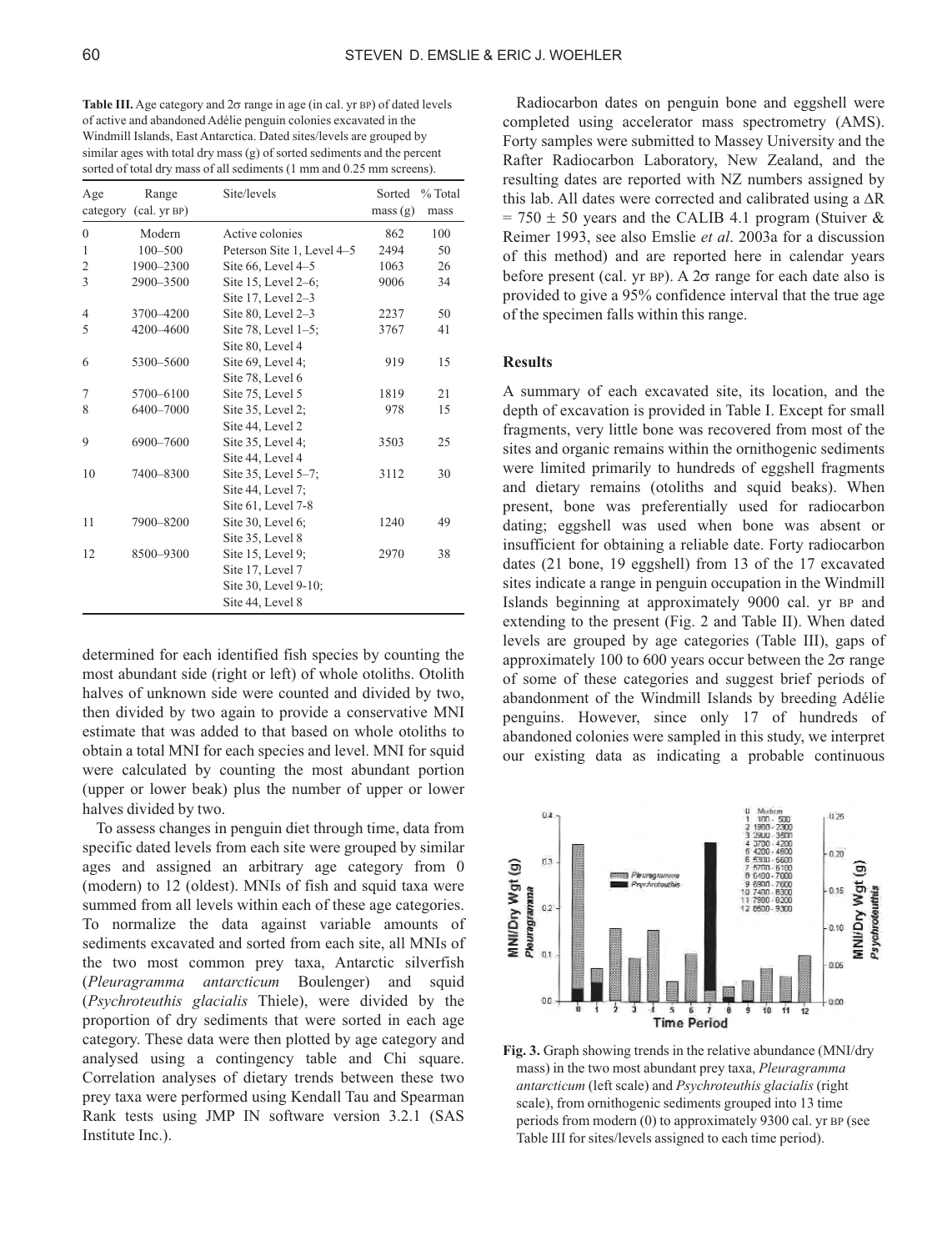**Table III.** Age category and 2σ range in age (in cal. yr BP) of dated levels of active and abandoned Adélie penguin colonies excavated in the Windmill Islands, East Antarctica. Dated sites/levels are grouped by similar ages with total dry mass (g) of sorted sediments and the percent sorted of total dry mass of all sediments (1 mm and 0.25 mm screens).

| Age category | Range (cal. yr BP) | Site/levels | Sorted mass (g) | % Total mass |
|---|---|---|---|---|
| 0 | Modern | Active colonies | 862 | 100 |
| 1 | 100–500 | Peterson Site 1, Level 4–5 | 2494 | 50 |
| 2 | 1900–2300 | Site 66, Level 4–5 | 1063 | 26 |
| 3 | 2900–3500 | Site 15, Level 2–6; Site 17, Level 2–3 | 9006 | 34 |
| 4 | 3700–4200 | Site 80, Level 2–3 | 2237 | 50 |
| 5 | 4200–4600 | Site 78, Level 1–5; Site 80, Level 4 | 3767 | 41 |
| 6 | 5300–5600 | Site 69, Level 4; Site 78, Level 6 | 919 | 15 |
| 7 | 5700–6100 | Site 75, Level 5 | 1819 | 21 |
| 8 | 6400–7000 | Site 35, Level 2; Site 44, Level 2 | 978 | 15 |
| 9 | 6900–7600 | Site 35, Level 4; Site 44, Level 4 | 3503 | 25 |
| 10 | 7400–8300 | Site 35, Level 5–7; Site 44, Level 7; Site 61, Level 7-8 | 3112 | 30 |
| 11 | 7900–8200 | Site 30, Level 6; Site 35, Level 8 | 1240 | 49 |
| 12 | 8500–9300 | Site 15, Level 9; Site 17, Level 7; Site 30, Level 9-10; Site 44, Level 8 | 2970 | 38 |

determined for each identified fish species by counting the most abundant side (right or left) of whole otoliths. Otolith halves of unknown side were counted and divided by two, then divided by two again to provide a conservative MNI estimate that was added to that based on whole otoliths to obtain a total MNI for each species and level. MNI for squid were calculated by counting the most abundant portion (upper or lower beak) plus the number of upper or lower halves divided by two.

To assess changes in penguin diet through time, data from specific dated levels from each site were grouped by similar ages and assigned an arbitrary age category from 0 (modern) to 12 (oldest). MNIs of fish and squid taxa were summed from all levels within each of these age categories. To normalize the data against variable amounts of sediments excavated and sorted from each site, all MNIs of the two most common prey taxa, Antarctic silverfish (*Pleuragramma antarcticum* Boulenger) and squid (*Psychroteuthis glacialis* Thiele), were divided by the proportion of dry sediments that were sorted in each age category. These data were then plotted by age category and analysed using a contingency table and Chi square. Correlation analyses of dietary trends between these two prey taxa were performed using Kendall Tau and Spearman Rank tests using JMP IN software version 3.2.1 (SAS Institute Inc.).

Radiocarbon dates on penguin bone and eggshell were completed using accelerator mass spectrometry (AMS). Forty samples were submitted to Massey University and the Rafter Radiocarbon Laboratory, New Zealand, and the resulting dates are reported with NZ numbers assigned by this lab. All dates were corrected and calibrated using a $\Delta R = 750 \pm 50$ years and the CALIB 4.1 program (Stuiver & Reimer 1993, see also Emslie *et al*. 2003a for a discussion of this method) and are reported here in calendar years before present (cal. yr BP). A 2σ range for each date also is provided to give a 95% confidence interval that the true age of the specimen falls within this range.

## Results

A summary of each excavated site, its location, and the depth of excavation is provided in Table I. Except for small fragments, very little bone was recovered from most of the sites and organic remains within the ornithogenic sediments were limited primarily to hundreds of eggshell fragments and dietary remains (otoliths and squid beaks). When present, bone was preferentially used for radiocarbon dating; eggshell was used when bone was absent or insufficient for obtaining a reliable date. Forty radiocarbon dates (21 bone, 19 eggshell) from 13 of the 17 excavated sites indicate a range in penguin occupation in the Windmill Islands beginning at approximately 9000 cal. yr BP and extending to the present (Fig. 2 and Table II). When dated levels are grouped by age categories (Table III), gaps of approximately 100 to 600 years occur between the 2σ range of some of these categories and suggest brief periods of abandonment of the Windmill Islands by breeding Adélie penguins. However, since only 17 of hundreds of abandoned colonies were sampled in this study, we interpret our existing data as indicating a probable continuous

**Fig. 3.** Graph showing trends in the relative abundance (MNI/dry mass) in the two most abundant prey taxa, *Pleuragramma antarcticum* (left scale) and *Psychroteuthis glacialis* (right scale), from ornithogenic sediments grouped into 13 time periods from modern (0) to approximately 9300 cal. yr BP (see Table III for sites/levels assigned to each time period).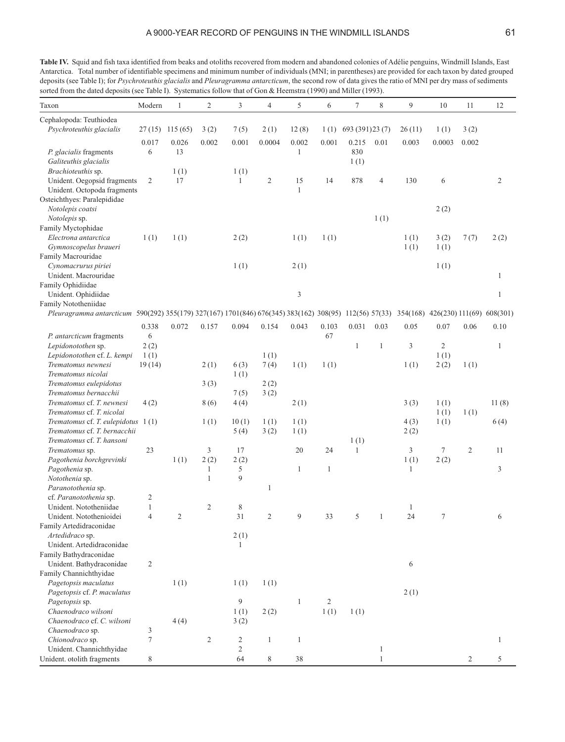**Table IV.** Squid and fish taxa identified from beaks and otoliths recovered from modern and abandoned colonies of Adélie penguins, Windmill Islands, East Antarctica. Total number of identifiable specimens and minimum number of individuals (MNI; in parentheses) are provided for each taxon by dated grouped deposits (see Table I); for *Psychroteuthis glacialis* and *Pleuragramma antarcticum*, the second row of data gives the ratio of MNI per dry mass of sediments sorted from the dated deposits (see Table I). Systematics follow that of Gon & Heemstra (1990) and Miller (1993).

| Taxon | Modern | 1 | 2 | 3 | 4 | 5 | 6 | 7 | 8 | 9 | 10 | 11 | 12 |
|---|---|---|---|---|---|---|---|---|---|---|---|---|---|
| Cephalopoda: Teuthiodea | | | | | | | | | | | | | |
| *Psychroteuthis glacialis* | 27 (15) | 115 (65) | 3 (2) | 7 (5) | 2 (1) | 12 (8) | 1 (1) | 693 (391) | 23 (7) | 26 (11) | 1 (1) | 3 (2) | |
| | 0.017 | 0.026 | 0.002 | 0.001 | 0.0004 | 0.002 | 0.001 | 0.215 | 0.01 | 0.003 | 0.0003 | 0.002 | |
| *P. glacialis* fragments | 6 | 13 | | | | 1 | | 830 | | | | | |
| *Galiteuthis glacialis* | | | | | | | | 1 (1) | | | | | |
| *Brachioteuthis* sp. | | 1 (1) | | 1 (1) | | | | | | | | | |
| Unident. Oegopsid fragments | 2 | 17 | | 1 | 2 | 15 | 14 | 878 | 4 | 130 | 6 | | 2 |
| Unident. Octopoda fragments | | | | | | 1 | | | | | | | |
| Osteichthyes: Paralepididae | | | | | | | | | | | | | |
| *Notolepis coatsi* | | | | | | | | | | | 2 (2) | | |
| *Notolepis* sp. | | | | | | | | | 1 (1) | | | | |
| Family Myctophidae | | | | | | | | | | | | | |
| *Electrona antarctica* | 1 (1) | 1 (1) | | 2 (2) | | 1 (1) | 1 (1) | | | 1 (1) | 3 (2) | 7 (7) | 2 (2) |
| *Gymnoscopelus braueri* | | | | | | | | | | 1 (1) | 1 (1) | | |
| Family Macrouridae | | | | | | | | | | | | | |
| *Cynomacrurus piriei* | | | | 1 (1) | | 2 (1) | | | | | 1 (1) | | |
| Unident. Macrouridae | | | | | | | | | | | | | 1 |
| Family Ophidiidae | | | | | | | | | | | | | |
| Unident. Ophidiidae | | | | | | 3 | | | | | | | 1 |
| Family Nototheniidae | | | | | | | | | | | | | |
| *Pleuragramma antarcticum* | 590(292) | 355(179) | 327(167) | 1701(846) | 676(345) | 383(162) | 308(95) | 112(56) | 57(33) | 354(168) | 426(230) | 111(69) | 608(301) |
| | 0.338 | 0.072 | 0.157 | 0.094 | 0.154 | 0.043 | 0.103 | 0.031 | 0.03 | 0.05 | 0.07 | 0.06 | 0.10 |
| *P. antarcticum* fragments | 6 | | | | | | 67 | | | | | | |
| *Lepidonotothen* sp. | 2 (2) | | | | | | | 1 | 1 | 3 | 2 | | 1 |
| *Lepidonotothen* cf. *L. kempi* | 1 (1) | | | | 1 (1) | | | | | | 1 (1) | | |
| *Trematomus newnesi* | 19 (14) | | 2 (1) | 6 (3) | 7 (4) | 1 (1) | 1 (1) | | | 1 (1) | 2 (2) | 1 (1) | |
| *Trematomus nicolai* | | | | 1 (1) | | | | | | | | | |
| *Trematomus eulepidotus* | | | 3 (3) | | 2 (2) | | | | | | | | |
| *Trematomus bernacchii* | | | | 7 (5) | 3 (2) | | | | | | | | |
| *Trematomus* cf. *T. newnesi* | 4 (2) | | 8 (6) | 4 (4) | | 2 (1) | | | | 3 (3) | 1 (1) | | 11 (8) |
| *Trematomus* cf. *T. nicolai* | | | | | | | | | | | 1 (1) | 1 (1) | |
| *Trematomus* cf. *T. eulepidotus* | 1 (1) | | 1 (1) | 10 (1) | 1 (1) | 1 (1) | | | | 4 (3) | 1 (1) | | 6 (4) |
| *Trematomus* cf. *T. bernacchii* | | | | 5 (4) | 3 (2) | 1 (1) | | | | 2 (2) | | | |
| *Trematomus* cf. *T. hansoni* | | | | | | | | 1 (1) | | | | | |
| *Trematomus* sp. | 23 | | 3 | 17 | | 20 | 24 | 1 | | 3 | 7 | 2 | 11 |
| *Pagothenia borchgrevinki* | | 1 (1) | 2 (2) | 2 (2) | | | | | | 1 (1) | 2 (2) | | |
| *Pagothenia* sp. | | | 1 | 5 | | 1 | 1 | | | 1 | | | 3 |
| *Notothenia* sp. | | | 1 | 9 | | | | | | | | | |
| *Paranotothenia* sp. | | | | | 1 | | | | | | | | |
| cf. *Paranotothenia* sp. | 2 | | | | | | | | | | | | |
| Unident. Nototheniidae | 1 | | 2 | 8 | | | | | | 1 | | | |
| Unident. Notothenioidei | 4 | 2 | | 31 | 2 | 9 | 33 | 5 | 1 | 24 | 7 | | 6 |
| Family Artedidraconidae | | | | | | | | | | | | | |
| *Artedidraco* sp. | | | | 2 (1) | | | | | | | | | |
| Unident. Artedidraconidae | | | | 1 | | | | | | | | | |
| Family Bathydraconidae | | | | | | | | | | | | | |
| Unident. Bathydraconidae | 2 | | | | | | | | | 6 | | | |
| Family Channichthyidae | | | | | | | | | | | | | |
| *Pagetopsis maculatus* | | 1 (1) | | 1 (1) | 1 (1) | | | | | | | | |
| *Pagetopsis* cf. *P. maculatus* | | | | | | | | | | 2 (1) | | | |
| *Pagetopsis* sp. | | | | 9 | | 1 | 2 | | | | | | |
| *Chaenodraco wilsoni* | | | | 1 (1) | 2 (2) | | 1 (1) | 1 (1) | | | | | |
| *Chaenodraco* cf. *C. wilsoni* | | 4 (4) | | 3 (2) | | | | | | | | | |
| *Chaenodraco* sp. | 3 | | | | | | | | | | | | |
| *Chionodraco* sp. | 7 | | 2 | 2 | 1 | 1 | | | | | | | 1 |
| Unident. Channichthyidae | | | | 2 | | | | | 1 | | | | |
| Unident. otolith fragments | 8 | | | 64 | 8 | 38 | | | 1 | | | 2 | 5 |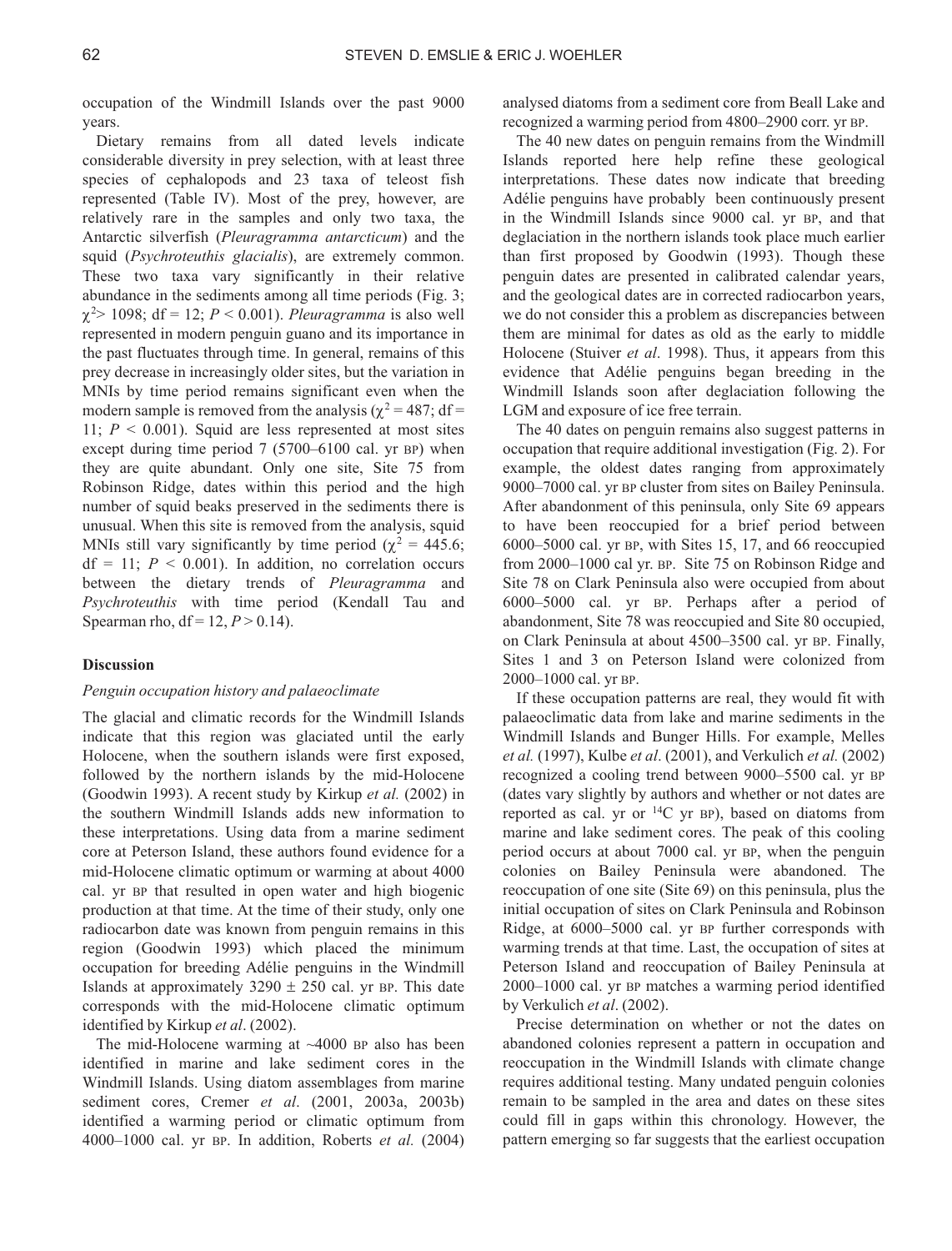occupation of the Windmill Islands over the past 9000 years.

Dietary remains from all dated levels indicate considerable diversity in prey selection, with at least three species of cephalopods and 23 taxa of teleost fish represented (Table IV). Most of the prey, however, are relatively rare in the samples and only two taxa, the Antarctic silverfish (*Pleuragramma antarcticum*) and the squid (*Psychroteuthis glacialis*), are extremely common. These two taxa vary significantly in their relative abundance in the sediments among all time periods (Fig. 3; $\chi^2 > 1098$; df = 12; $P < 0.001$). *Pleuragramma* is also well represented in modern penguin guano and its importance in the past fluctuates through time. In general, remains of this prey decrease in increasingly older sites, but the variation in MNIs by time period remains significant even when the modern sample is removed from the analysis ($\chi^2 = 487$; df = 11; $P < 0.001$). Squid are less represented at most sites except during time period 7 (5700–6100 cal. yr BP) when they are quite abundant. Only one site, Site 75 from Robinson Ridge, dates within this period and the high number of squid beaks preserved in the sediments there is unusual. When this site is removed from the analysis, squid MNIs still vary significantly by time period ($\chi^2 = 445.6$; df = 11; $P < 0.001$). In addition, no correlation occurs between the dietary trends of *Pleuragramma* and *Psychroteuthis* with time period (Kendall Tau and Spearman rho, df = 12, $P > 0.14$).

## Discussion

### *Penguin occupation history and palaeoclimate*

The glacial and climatic records for the Windmill Islands indicate that this region was glaciated until the early Holocene, when the southern islands were first exposed, followed by the northern islands by the mid-Holocene (Goodwin 1993). A recent study by Kirkup *et al.* (2002) in the southern Windmill Islands adds new information to these interpretations. Using data from a marine sediment core at Peterson Island, these authors found evidence for a mid-Holocene climatic optimum or warming at about 4000 cal. yr BP that resulted in open water and high biogenic production at that time. At the time of their study, only one radiocarbon date was known from penguin remains in this region (Goodwin 1993) which placed the minimum occupation for breeding Adélie penguins in the Windmill Islands at approximately 3290 ± 250 cal. yr BP. This date corresponds with the mid-Holocene climatic optimum identified by Kirkup *et al*. (2002).

The mid-Holocene warming at ~4000 BP also has been identified in marine and lake sediment cores in the Windmill Islands. Using diatom assemblages from marine sediment cores, Cremer *et al*. (2001, 2003a, 2003b) identified a warming period or climatic optimum from 4000–1000 cal. yr BP. In addition, Roberts *et al.* (2004) analysed diatoms from a sediment core from Beall Lake and recognized a warming period from 4800–2900 corr. yr BP.

The 40 new dates on penguin remains from the Windmill Islands reported here help refine these geological interpretations. These dates now indicate that breeding Adélie penguins have probably been continuously present in the Windmill Islands since 9000 cal. yr BP, and that deglaciation in the northern islands took place much earlier than first proposed by Goodwin (1993). Though these penguin dates are presented in calibrated calendar years, and the geological dates are in corrected radiocarbon years, we do not consider this a problem as discrepancies between them are minimal for dates as old as the early to middle Holocene (Stuiver *et al*. 1998). Thus, it appears from this evidence that Adélie penguins began breeding in the Windmill Islands soon after deglaciation following the LGM and exposure of ice free terrain.

The 40 dates on penguin remains also suggest patterns in occupation that require additional investigation (Fig. 2). For example, the oldest dates ranging from approximately 9000–7000 cal. yr BP cluster from sites on Bailey Peninsula. After abandonment of this peninsula, only Site 69 appears to have been reoccupied for a brief period between 6000–5000 cal. yr BP, with Sites 15, 17, and 66 reoccupied from 2000–1000 cal yr. BP. Site 75 on Robinson Ridge and Site 78 on Clark Peninsula also were occupied from about 6000–5000 cal. yr BP. Perhaps after a period of abandonment, Site 78 was reoccupied and Site 80 occupied, on Clark Peninsula at about 4500–3500 cal. yr BP. Finally, Sites 1 and 3 on Peterson Island were colonized from 2000–1000 cal. yr BP.

If these occupation patterns are real, they would fit with palaeoclimatic data from lake and marine sediments in the Windmill Islands and Bunger Hills. For example, Melles *et al.* (1997), Kulbe *et al*. (2001), and Verkulich *et al.* (2002) recognized a cooling trend between 9000–5500 cal. yr BP (dates vary slightly by authors and whether or not dates are reported as cal. yr or $^{14}$C yr BP), based on diatoms from marine and lake sediment cores. The peak of this cooling period occurs at about 7000 cal. yr BP, when the penguin colonies on Bailey Peninsula were abandoned. The reoccupation of one site (Site 69) on this peninsula, plus the initial occupation of sites on Clark Peninsula and Robinson Ridge, at 6000–5000 cal. yr BP further corresponds with warming trends at that time. Last, the occupation of sites at Peterson Island and reoccupation of Bailey Peninsula at 2000–1000 cal. yr BP matches a warming period identified by Verkulich *et al*. (2002).

Precise determination on whether or not the dates on abandoned colonies represent a pattern in occupation and reoccupation in the Windmill Islands with climate change requires additional testing. Many undated penguin colonies remain to be sampled in the area and dates on these sites could fill in gaps within this chronology. However, the pattern emerging so far suggests that the earliest occupation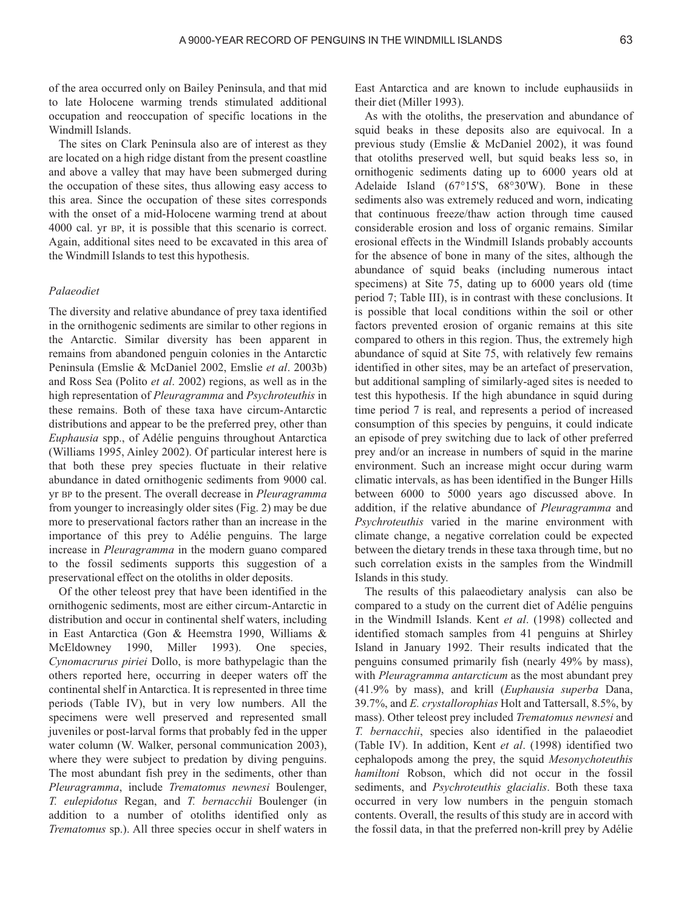of the area occurred only on Bailey Peninsula, and that mid to late Holocene warming trends stimulated additional occupation and reoccupation of specific locations in the Windmill Islands.

The sites on Clark Peninsula also are of interest as they are located on a high ridge distant from the present coastline and above a valley that may have been submerged during the occupation of these sites, thus allowing easy access to this area. Since the occupation of these sites corresponds with the onset of a mid-Holocene warming trend at about 4000 cal. yr BP, it is possible that this scenario is correct. Again, additional sites need to be excavated in this area of the Windmill Islands to test this hypothesis.

### *Palaeodiet*

The diversity and relative abundance of prey taxa identified in the ornithogenic sediments are similar to other regions in the Antarctic. Similar diversity has been apparent in remains from abandoned penguin colonies in the Antarctic Peninsula (Emslie & McDaniel 2002, Emslie *et al*. 2003b) and Ross Sea (Polito *et al*. 2002) regions, as well as in the high representation of *Pleuragramma* and *Psychroteuthis* in these remains. Both of these taxa have circum-Antarctic distributions and appear to be the preferred prey, other than *Euphausia* spp., of Adélie penguins throughout Antarctica (Williams 1995, Ainley 2002). Of particular interest here is that both these prey species fluctuate in their relative abundance in dated ornithogenic sediments from 9000 cal. yr BP to the present. The overall decrease in *Pleuragramma* from younger to increasingly older sites (Fig. 2) may be due more to preservational factors rather than an increase in the importance of this prey to Adélie penguins. The large increase in *Pleuragramma* in the modern guano compared to the fossil sediments supports this suggestion of a preservational effect on the otoliths in older deposits.

Of the other teleost prey that have been identified in the ornithogenic sediments, most are either circum-Antarctic in distribution and occur in continental shelf waters, including in East Antarctica (Gon & Heemstra 1990, Williams & McEldowney 1990, Miller 1993). One species, *Cynomacrurus piriei* Dollo, is more bathypelagic than the others reported here, occurring in deeper waters off the continental shelf in Antarctica. It is represented in three time periods (Table IV), but in very low numbers. All the specimens were well preserved and represented small juveniles or post-larval forms that probably fed in the upper water column (W. Walker, personal communication 2003), where they were subject to predation by diving penguins. The most abundant fish prey in the sediments, other than *Pleuragramma*, include *Trematomus newnesi* Boulenger, *T. eulepidotus* Regan, and *T. bernacchii* Boulenger (in addition to a number of otoliths identified only as *Trematomus* sp.). All three species occur in shelf waters in East Antarctica and are known to include euphausiids in their diet (Miller 1993).

As with the otoliths, the preservation and abundance of squid beaks in these deposits also are equivocal. In a previous study (Emslie & McDaniel 2002), it was found that otoliths preserved well, but squid beaks less so, in ornithogenic sediments dating up to 6000 years old at Adelaide Island (67°15'S, 68°30'W). Bone in these sediments also was extremely reduced and worn, indicating that continuous freeze/thaw action through time caused considerable erosion and loss of organic remains. Similar erosional effects in the Windmill Islands probably accounts for the absence of bone in many of the sites, although the abundance of squid beaks (including numerous intact specimens) at Site 75, dating up to 6000 years old (time period 7; Table III), is in contrast with these conclusions. It is possible that local conditions within the soil or other factors prevented erosion of organic remains at this site compared to others in this region. Thus, the extremely high abundance of squid at Site 75, with relatively few remains identified in other sites, may be an artefact of preservation, but additional sampling of similarly-aged sites is needed to test this hypothesis. If the high abundance in squid during time period 7 is real, and represents a period of increased consumption of this species by penguins, it could indicate an episode of prey switching due to lack of other preferred prey and/or an increase in numbers of squid in the marine environment. Such an increase might occur during warm climatic intervals, as has been identified in the Bunger Hills between 6000 to 5000 years ago discussed above. In addition, if the relative abundance of *Pleuragramma* and *Psychroteuthis* varied in the marine environment with climate change, a negative correlation could be expected between the dietary trends in these taxa through time, but no such correlation exists in the samples from the Windmill Islands in this study.

The results of this palaeodietary analysis can also be compared to a study on the current diet of Adélie penguins in the Windmill Islands. Kent *et al*. (1998) collected and identified stomach samples from 41 penguins at Shirley Island in January 1992. Their results indicated that the penguins consumed primarily fish (nearly 49% by mass), with *Pleuragramma antarcticum* as the most abundant prey (41.9% by mass), and krill (*Euphausia superba* Dana, 39.7%, and *E. crystallorophias* Holt and Tattersall, 8.5%, by mass). Other teleost prey included *Trematomus newnesi* and *T. bernacchii*, species also identified in the palaeodiet (Table IV). In addition, Kent *et al*. (1998) identified two cephalopods among the prey, the squid *Mesonychoteuthis hamiltoni* Robson, which did not occur in the fossil sediments, and *Psychroteuthis glacialis*. Both these taxa occurred in very low numbers in the penguin stomach contents. Overall, the results of this study are in accord with the fossil data, in that the preferred non-krill prey by Adélie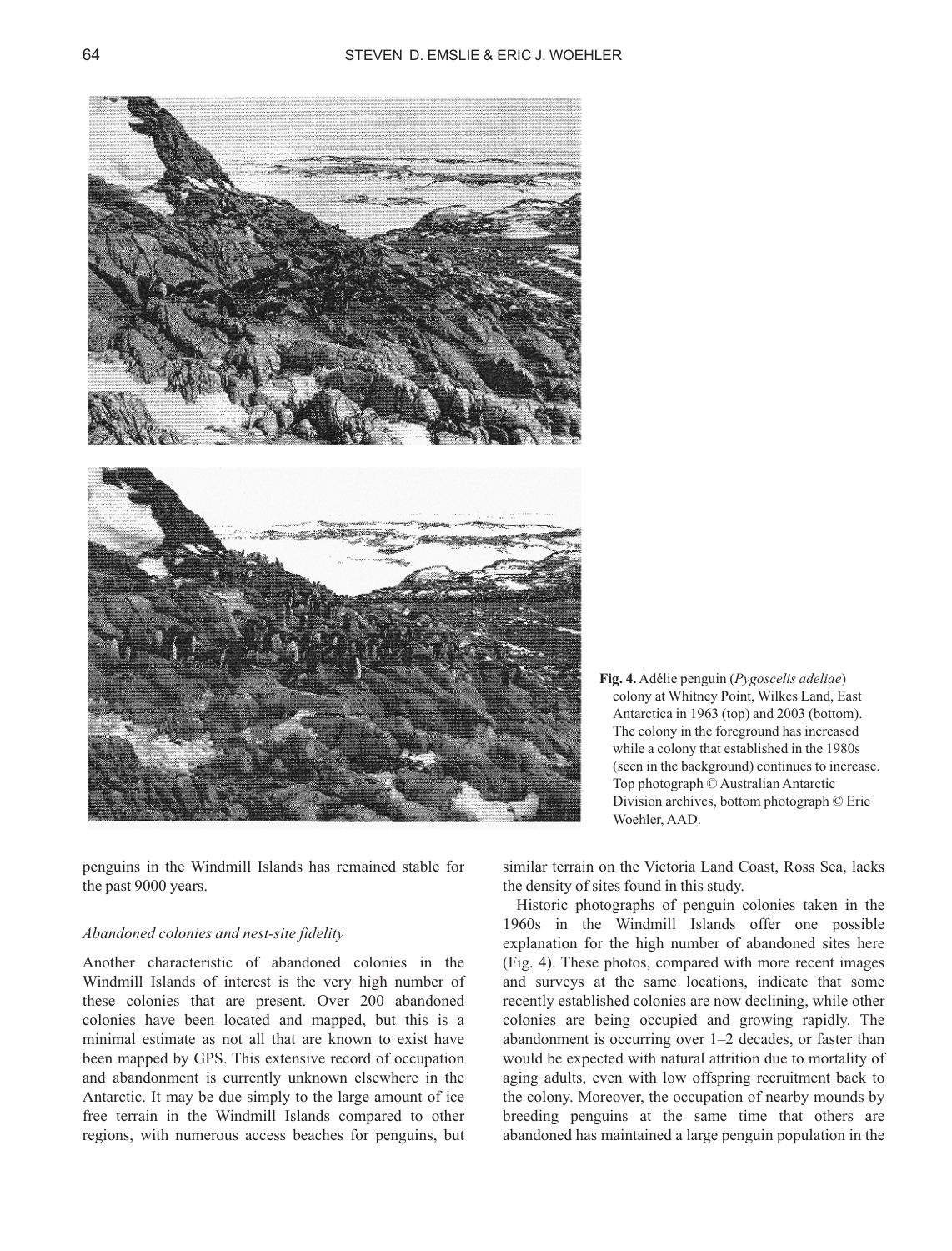**Fig. 4.** Adélie penguin (*Pygoscelis adeliae*) colony at Whitney Point, Wilkes Land, East Antarctica in 1963 (top) and 2003 (bottom). The colony in the foreground has increased while a colony that established in the 1980s (seen in the background) continues to increase. Top photograph © Australian Antarctic Division archives, bottom photograph © Eric Woehler, AAD.

penguins in the Windmill Islands has remained stable for the past 9000 years.

### *Abandoned colonies and nest-site fidelity*

Another characteristic of abandoned colonies in the Windmill Islands of interest is the very high number of these colonies that are present. Over 200 abandoned colonies have been located and mapped, but this is a minimal estimate as not all that are known to exist have been mapped by GPS. This extensive record of occupation and abandonment is currently unknown elsewhere in the Antarctic. It may be due simply to the large amount of ice free terrain in the Windmill Islands compared to other regions, with numerous access beaches for penguins, but similar terrain on the Victoria Land Coast, Ross Sea, lacks the density of sites found in this study.

Historic photographs of penguin colonies taken in the 1960s in the Windmill Islands offer one possible explanation for the high number of abandoned sites here (Fig. 4). These photos, compared with more recent images and surveys at the same locations, indicate that some recently established colonies are now declining, while other colonies are being occupied and growing rapidly. The abandonment is occurring over 1–2 decades, or faster than would be expected with natural attrition due to mortality of aging adults, even with low offspring recruitment back to the colony. Moreover, the occupation of nearby mounds by breeding penguins at the same time that others are abandoned has maintained a large penguin population in the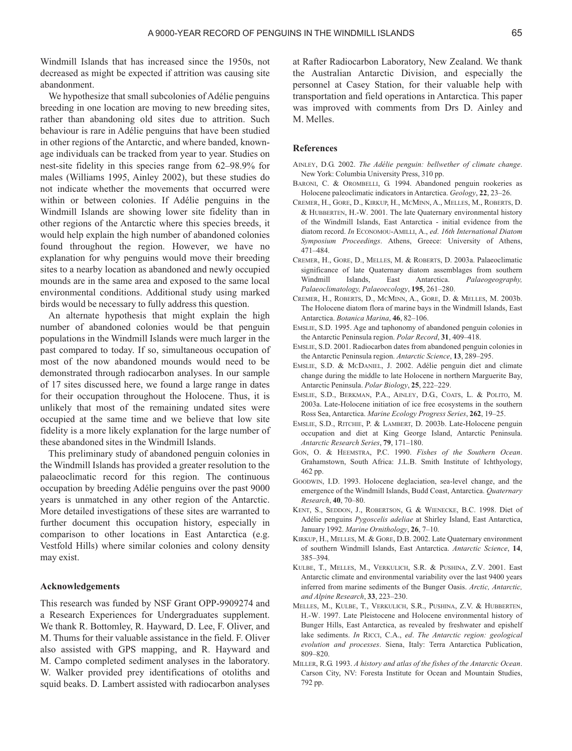Windmill Islands that has increased since the 1950s, not decreased as might be expected if attrition was causing site abandonment.

We hypothesize that small subcolonies of Adélie penguins breeding in one location are moving to new breeding sites, rather than abandoning old sites due to attrition. Such behaviour is rare in Adélie penguins that have been studied in other regions of the Antarctic, and where banded, known-age individuals can be tracked from year to year. Studies on nest-site fidelity in this species range from 62–98.9% for males (Williams 1995, Ainley 2002), but these studies do not indicate whether the movements that occurred were within or between colonies. If Adélie penguins in the Windmill Islands are showing lower site fidelity than in other regions of the Antarctic where this species breeds, it would help explain the high number of abandoned colonies found throughout the region. However, we have no explanation for why penguins would move their breeding sites to a nearby location as abandoned and newly occupied mounds are in the same area and exposed to the same local environmental conditions. Additional study using marked birds would be necessary to fully address this question.

An alternate hypothesis that might explain the high number of abandoned colonies would be that penguin populations in the Windmill Islands were much larger in the past compared to today. If so, simultaneous occupation of most of the now abandoned mounds would need to be demonstrated through radiocarbon analyses. In our sample of 17 sites discussed here, we found a large range in dates for their occupation throughout the Holocene. Thus, it is unlikely that most of the remaining undated sites were occupied at the same time and we believe that low site fidelity is a more likely explanation for the large number of these abandoned sites in the Windmill Islands.

This preliminary study of abandoned penguin colonies in the Windmill Islands has provided a greater resolution to the palaeoclimatic record for this region. The continuous occupation by breeding Adélie penguins over the past 9000 years is unmatched in any other region of the Antarctic. More detailed investigations of these sites are warranted to further document this occupation history, especially in comparison to other locations in East Antarctica (e.g. Vestfold Hills) where similar colonies and colony density may exist.

## Acknowledgements

This research was funded by NSF Grant OPP-9909274 and a Research Experiences for Undergraduates supplement. We thank R. Bottomley, R. Hayward, D. Lee, F. Oliver, and M. Thums for their valuable assistance in the field. F. Oliver also assisted with GPS mapping, and R. Hayward and M. Campo completed sediment analyses in the laboratory. W. Walker provided prey identifications of otoliths and squid beaks. D. Lambert assisted with radiocarbon analyses at Rafter Radiocarbon Laboratory, New Zealand. We thank the Australian Antarctic Division, and especially the personnel at Casey Station, for their valuable help with transportation and field operations in Antarctica. This paper was improved with comments from Drs D. Ainley and M. Melles.

## References

Ainley, D.G. 2002. *The Adélie penguin: bellwether of climate change*. New York: Columbia University Press, 310 pp.

Baroni, C. & Orombelli, G. 1994. Abandoned penguin rookeries as Holocene paleoclimatic indicators in Antarctica. *Geology*, **22**, 23–26.

Cremer, H., Gore, D., Kirkup, H., McMinn, A., Melles, M., Roberts, D. & Hubberten, H.-W. 2001. The late Quaternary environmental history of the Windmill Islands, East Antarctica - initial evidence from the diatom record. *In* Economou-Amilli, A., *ed*. *16th International Diatom Symposium Proceedings*. Athens, Greece: University of Athens, 471–484.

Cremer, H., Gore, D., Melles, M. & Roberts, D. 2003a. Palaeoclimatic significance of late Quaternary diatom assemblages from southern Windmill Islands, East Antarctica. *Palaeogeography, Palaeoclimatology, Palaeoecology*, **195**, 261–280.

Cremer, H., Roberts, D., McMinn, A., Gore, D. & Melles, M. 2003b. The Holocene diatom flora of marine bays in the Windmill Islands, East Antarctica. *Botanica Marina*, **46**, 82–106.

Emslie, S.D. 1995. Age and taphonomy of abandoned penguin colonies in the Antarctic Peninsula region. *Polar Record*, **31**, 409–418.

Emslie, S.D. 2001. Radiocarbon dates from abandoned penguin colonies in the Antarctic Peninsula region. *Antarctic Science*, **13**, 289–295.

Emslie, S.D. & McDaniel, J. 2002. Adélie penguin diet and climate change during the middle to late Holocene in northern Marguerite Bay, Antarctic Peninsula. *Polar Biology*, **25**, 222–229.

Emslie, S.D., Berkman, P.A., Ainley, D.G., Coats, L. & Polito, M. 2003a. Late-Holocene initiation of ice free ecosystems in the southern Ross Sea, Antarctica. *Marine Ecology Progress Series*, **262**, 19–25.

Emslie, S.D., Ritchie, P. & Lambert, D. 2003b. Late-Holocene penguin occupation and diet at King George Island, Antarctic Peninsula. *Antarctic Research Series*, **79**, 171–180.

Gon, O. & Heemstra, P.C. 1990. *Fishes of the Southern Ocean*. Grahamstown, South Africa: J.L.B. Smith Institute of Ichthyology, 462 pp.

Goodwin, I.D. 1993. Holocene deglaciation, sea-level change, and the emergence of the Windmill Islands, Budd Coast, Antarctica. *Quaternary Research*, **40**, 70–80.

Kent, S., Seddon, J., Robertson, G. & Wienecke, B.C. 1998. Diet of Adélie penguins *Pygoscelis adeliae* at Shirley Island, East Antarctica, January 1992. *Marine Ornithology*, **26**, 7–10.

Kirkup, H., Melles, M. & Gore, D.B. 2002. Late Quaternary environment of southern Windmill Islands, East Antarctica. *Antarctic Science*, **14**, 385–394.

Kulbe, T., Melles, M., Verkulich, S.R. & Pushina, Z.V. 2001. East Antarctic climate and environmental variability over the last 9400 years inferred from marine sediments of the Bunger Oasis. *Arctic, Antarctic, and Alpine Research*, **33**, 223–230.

Melles, M., Kulbe, T., Verkulich, S.R., Pushina, Z.V. & Hubberten, H.-W. 1997. Late Pleistocene and Holocene environmental history of Bunger Hills, East Antarctica, as revealed by freshwater and epishelf lake sediments. *In* Ricci, C.A., *ed*. *The Antarctic region: geological evolution and processes*. Siena, Italy: Terra Antarctica Publication, 809–820.

Miller, R.G. 1993. *A history and atlas of the fishes of the Antarctic Ocean*. Carson City, NV: Foresta Institute for Ocean and Mountain Studies, 792 pp.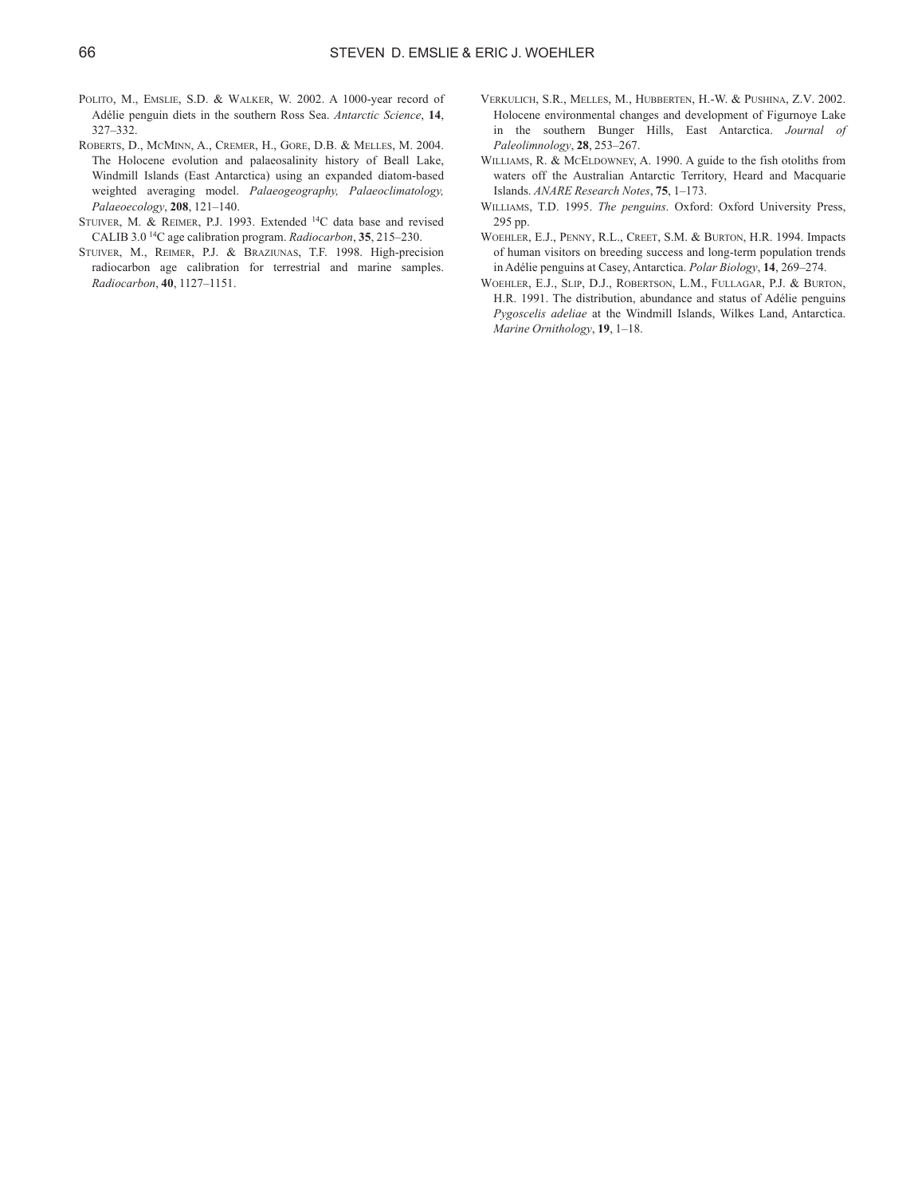Polito, M., Emslie, S.D. & Walker, W. 2002. A 1000-year record of Adélie penguin diets in the southern Ross Sea. *Antarctic Science*, **14**, 327–332.

Roberts, D., McMinn, A., Cremer, H., Gore, D.B. & Melles, M. 2004. The Holocene evolution and palaeosalinity history of Beall Lake, Windmill Islands (East Antarctica) using an expanded diatom-based weighted averaging model. *Palaeogeography, Palaeoclimatology, Palaeoecology*, **208**, 121–140.

Stuiver, M. & Reimer, P.J. 1993. Extended $^{14}$C data base and revised CALIB 3.0 $^{14}$C age calibration program. *Radiocarbon*, **35**, 215–230.

Stuiver, M., Reimer, P.J. & Braziunas, T.F. 1998. High-precision radiocarbon age calibration for terrestrial and marine samples. *Radiocarbon*, **40**, 1127–1151.

Verkulich, S.R., Melles, M., Hubberten, H.-W. & Pushina, Z.V. 2002. Holocene environmental changes and development of Figurnoye Lake in the southern Bunger Hills, East Antarctica. *Journal of Paleolimnology*, **28**, 253–267.

Williams, R. & McEldowney, A. 1990. A guide to the fish otoliths from waters off the Australian Antarctic Territory, Heard and Macquarie Islands. *ANARE Research Notes*, **75**, 1–173.

Williams, T.D. 1995. *The penguins*. Oxford: Oxford University Press, 295 pp.

Woehler, E.J., Penny, R.L., Creet, S.M. & Burton, H.R. 1994. Impacts of human visitors on breeding success and long-term population trends in Adélie penguins at Casey, Antarctica. *Polar Biology*, **14**, 269–274.

Woehler, E.J., Slip, D.J., Robertson, L.M., Fullagar, P.J. & Burton, H.R. 1991. The distribution, abundance and status of Adélie penguins *Pygoscelis adeliae* at the Windmill Islands, Wilkes Land, Antarctica. *Marine Ornithology*, **19**, 1–18.